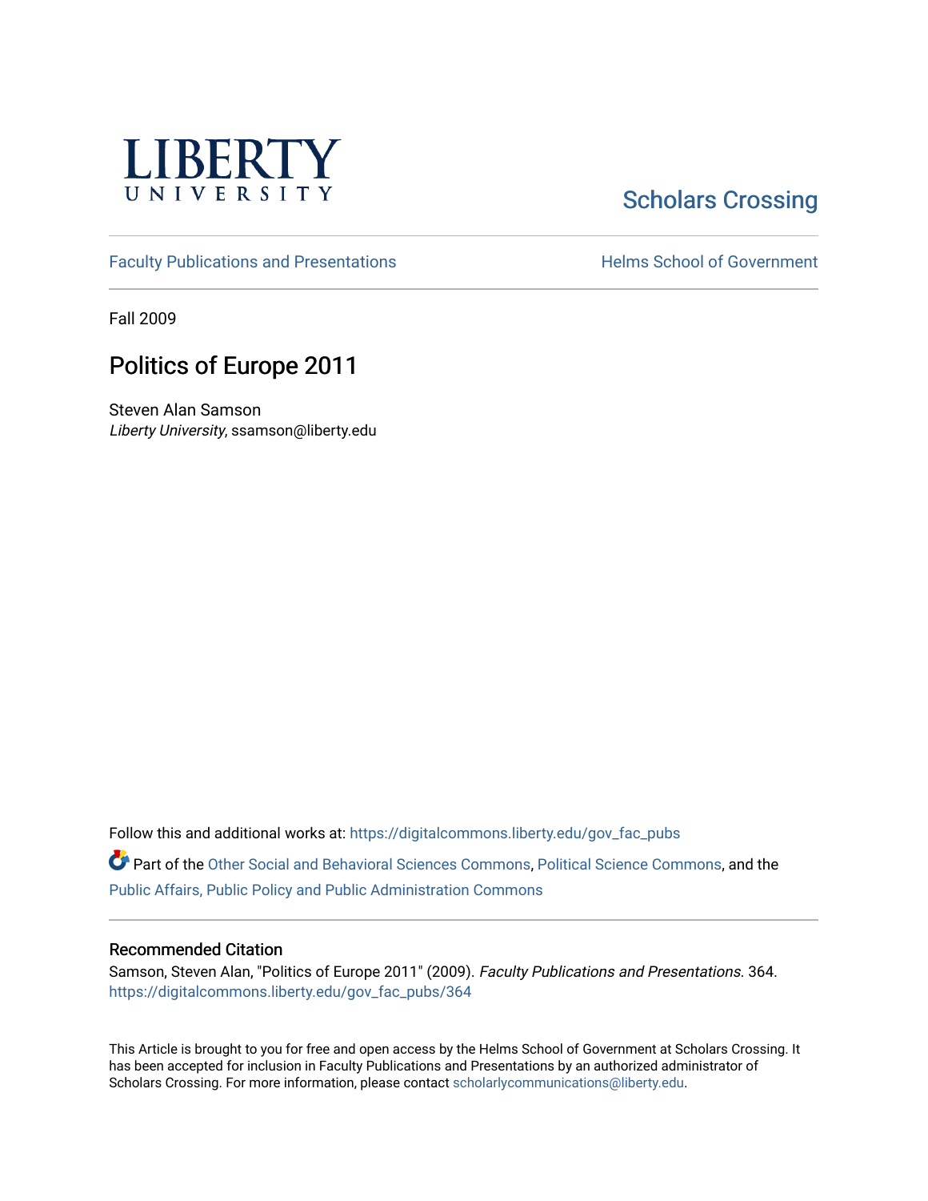LIBERTY UNIVERSITY

Scholars Crossing

Faculty Publications and Presentations

Helms School of Government

Fall 2009

# Politics of Europe 2011

Steven Alan Samson
*Liberty University*, ssamson@liberty.edu

Follow this and additional works at: https://digitalcommons.liberty.edu/gov_fac_pubs

Part of the Other Social and Behavioral Sciences Commons, Political Science Commons, and the Public Affairs, Public Policy and Public Administration Commons

## Recommended Citation

Samson, Steven Alan, "Politics of Europe 2011" (2009). *Faculty Publications and Presentations*. 364.
https://digitalcommons.liberty.edu/gov_fac_pubs/364

This Article is brought to you for free and open access by the Helms School of Government at Scholars Crossing. It has been accepted for inclusion in Faculty Publications and Presentations by an authorized administrator of Scholars Crossing. For more information, please contact scholarlycommunications@liberty.edu.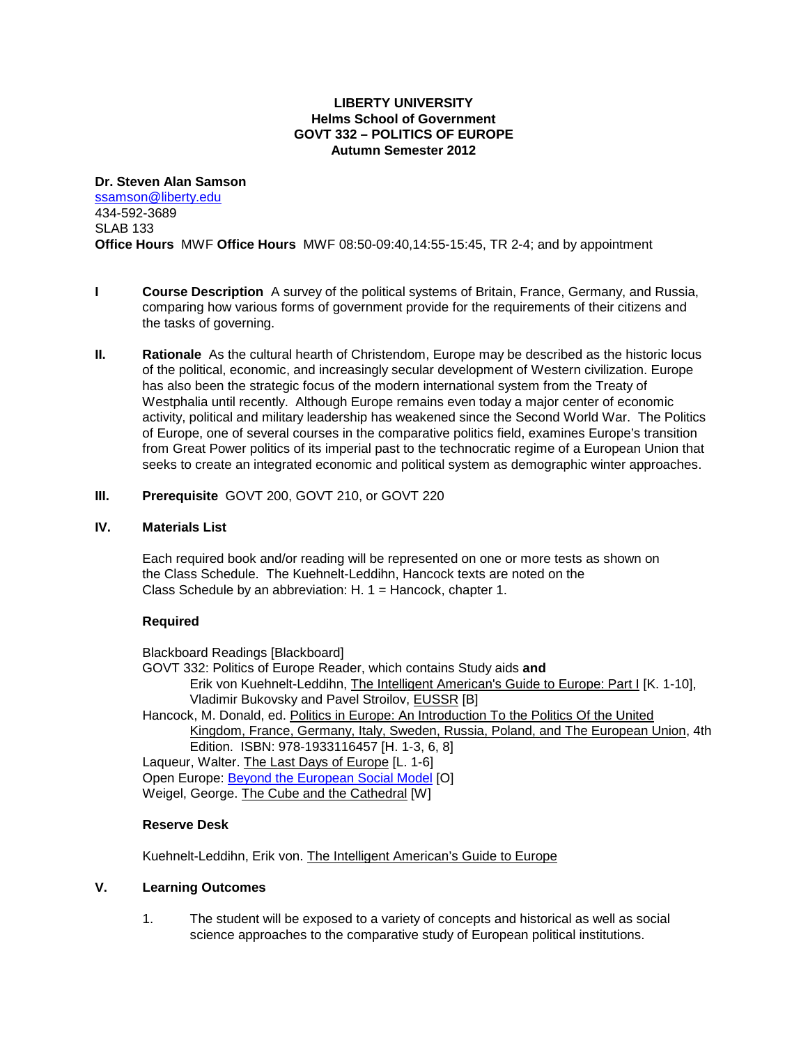**LIBERTY UNIVERSITY**
**Helms School of Government**
**GOVT 332 – POLITICS OF EUROPE**
**Autumn Semester 2012**

**Dr. Steven Alan Samson**
ssamson@liberty.edu
434-592-3689
SLAB 133
**Office Hours** MWF **Office Hours** MWF 08:50-09:40,14:55-15:45, TR 2-4; and by appointment

**I** **Course Description** A survey of the political systems of Britain, France, Germany, and Russia, comparing how various forms of government provide for the requirements of their citizens and the tasks of governing.

**II.** **Rationale** As the cultural hearth of Christendom, Europe may be described as the historic locus of the political, economic, and increasingly secular development of Western civilization. Europe has also been the strategic focus of the modern international system from the Treaty of Westphalia until recently. Although Europe remains even today a major center of economic activity, political and military leadership has weakened since the Second World War. The Politics of Europe, one of several courses in the comparative politics field, examines Europe's transition from Great Power politics of its imperial past to the technocratic regime of a European Union that seeks to create an integrated economic and political system as demographic winter approaches.

**III.** **Prerequisite** GOVT 200, GOVT 210, or GOVT 220

**IV.** **Materials List**

Each required book and/or reading will be represented on one or more tests as shown on the Class Schedule. The Kuehnelt-Leddihn, Hancock texts are noted on the Class Schedule by an abbreviation: H. 1 = Hancock, chapter 1.

**Required**

Blackboard Readings [Blackboard]
GOVT 332: Politics of Europe Reader, which contains Study aids **and**
Erik von Kuehnelt-Leddihn, The Intelligent American's Guide to Europe: Part I [K. 1-10], Vladimir Bukovsky and Pavel Stroilov, EUSSR [B]
Hancock, M. Donald, ed. Politics in Europe: An Introduction To the Politics Of the United Kingdom, France, Germany, Italy, Sweden, Russia, Poland, and The European Union, 4th Edition. ISBN: 978-1933116457 [H. 1-3, 6, 8]
Laqueur, Walter. The Last Days of Europe [L. 1-6]
Open Europe: Beyond the European Social Model [O]
Weigel, George. The Cube and the Cathedral [W]

**Reserve Desk**

Kuehnelt-Leddihn, Erik von. The Intelligent American's Guide to Europe

**V.** **Learning Outcomes**

1. The student will be exposed to a variety of concepts and historical as well as social science approaches to the comparative study of European political institutions.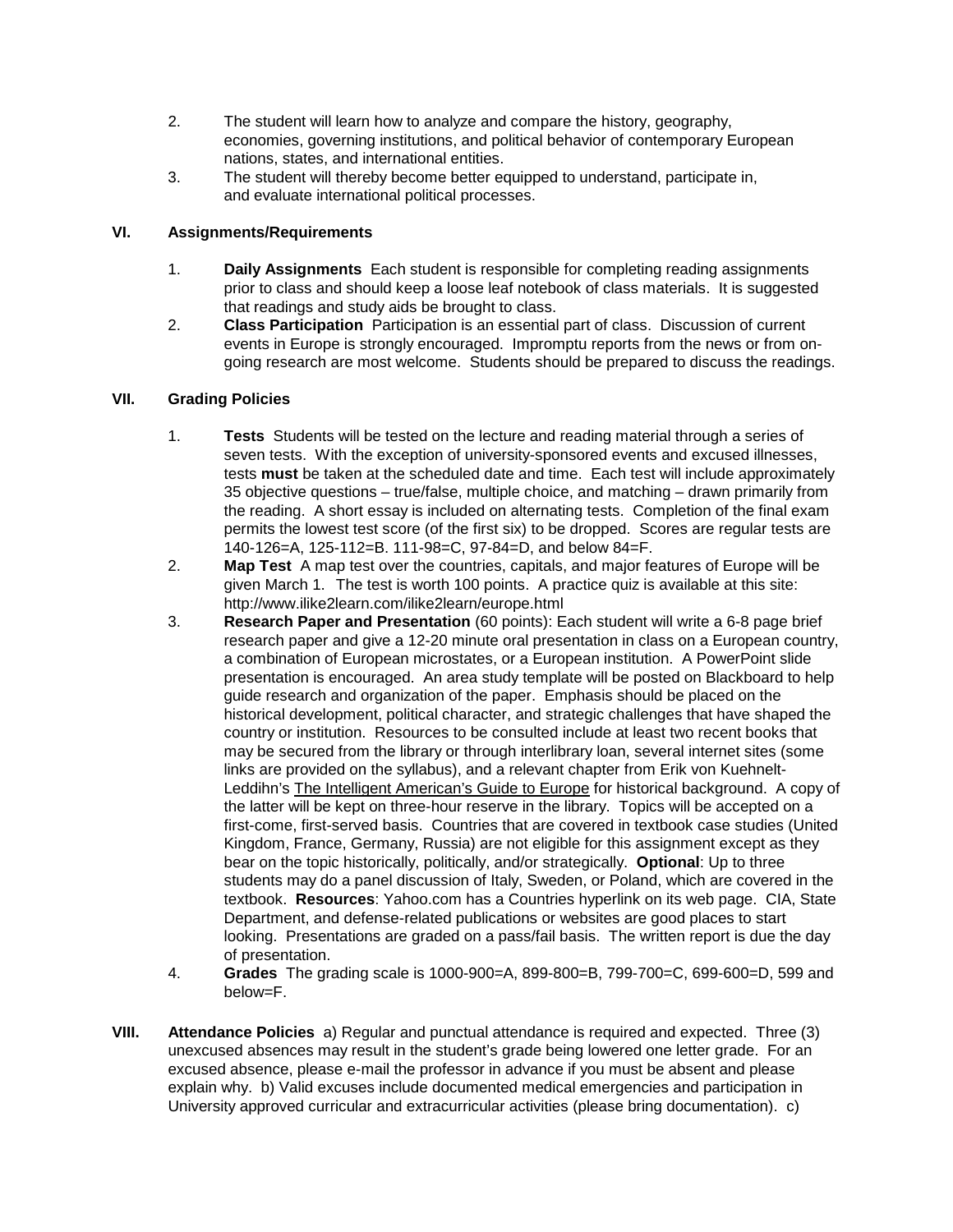2. The student will learn how to analyze and compare the history, geography, economies, governing institutions, and political behavior of contemporary European nations, states, and international entities.
3. The student will thereby become better equipped to understand, participate in, and evaluate international political processes.

## VI. Assignments/Requirements

1. **Daily Assignments** Each student is responsible for completing reading assignments prior to class and should keep a loose leaf notebook of class materials. It is suggested that readings and study aids be brought to class.
2. **Class Participation** Participation is an essential part of class. Discussion of current events in Europe is strongly encouraged. Impromptu reports from the news or from on-going research are most welcome. Students should be prepared to discuss the readings.

## VII. Grading Policies

1. **Tests** Students will be tested on the lecture and reading material through a series of seven tests. With the exception of university-sponsored events and excused illnesses, tests **must** be taken at the scheduled date and time. Each test will include approximately 35 objective questions – true/false, multiple choice, and matching – drawn primarily from the reading. A short essay is included on alternating tests. Completion of the final exam permits the lowest test score (of the first six) to be dropped. Scores are regular tests are 140-126=A, 125-112=B. 111-98=C, 97-84=D, and below 84=F.
2. **Map Test** A map test over the countries, capitals, and major features of Europe will be given March 1. The test is worth 100 points. A practice quiz is available at this site: http://www.ilike2learn.com/ilike2learn/europe.html
3. **Research Paper and Presentation** (60 points): Each student will write a 6-8 page brief research paper and give a 12-20 minute oral presentation in class on a European country, a combination of European microstates, or a European institution. A PowerPoint slide presentation is encouraged. An area study template will be posted on Blackboard to help guide research and organization of the paper. Emphasis should be placed on the historical development, political character, and strategic challenges that have shaped the country or institution. Resources to be consulted include at least two recent books that may be secured from the library or through interlibrary loan, several internet sites (some links are provided on the syllabus), and a relevant chapter from Erik von Kuehnelt-Leddihn's The Intelligent American's Guide to Europe for historical background. A copy of the latter will be kept on three-hour reserve in the library. Topics will be accepted on a first-come, first-served basis. Countries that are covered in textbook case studies (United Kingdom, France, Germany, Russia) are not eligible for this assignment except as they bear on the topic historically, politically, and/or strategically. **Optional**: Up to three students may do a panel discussion of Italy, Sweden, or Poland, which are covered in the textbook. **Resources**: Yahoo.com has a Countries hyperlink on its web page. CIA, State Department, and defense-related publications or websites are good places to start looking. Presentations are graded on a pass/fail basis. The written report is due the day of presentation.
4. **Grades** The grading scale is 1000-900=A, 899-800=B, 799-700=C, 699-600=D, 599 and below=F.

## VIII. Attendance Policies

a) Regular and punctual attendance is required and expected. Three (3) unexcused absences may result in the student's grade being lowered one letter grade. For an excused absence, please e-mail the professor in advance if you must be absent and please explain why. b) Valid excuses include documented medical emergencies and participation in University approved curricular and extracurricular activities (please bring documentation). c)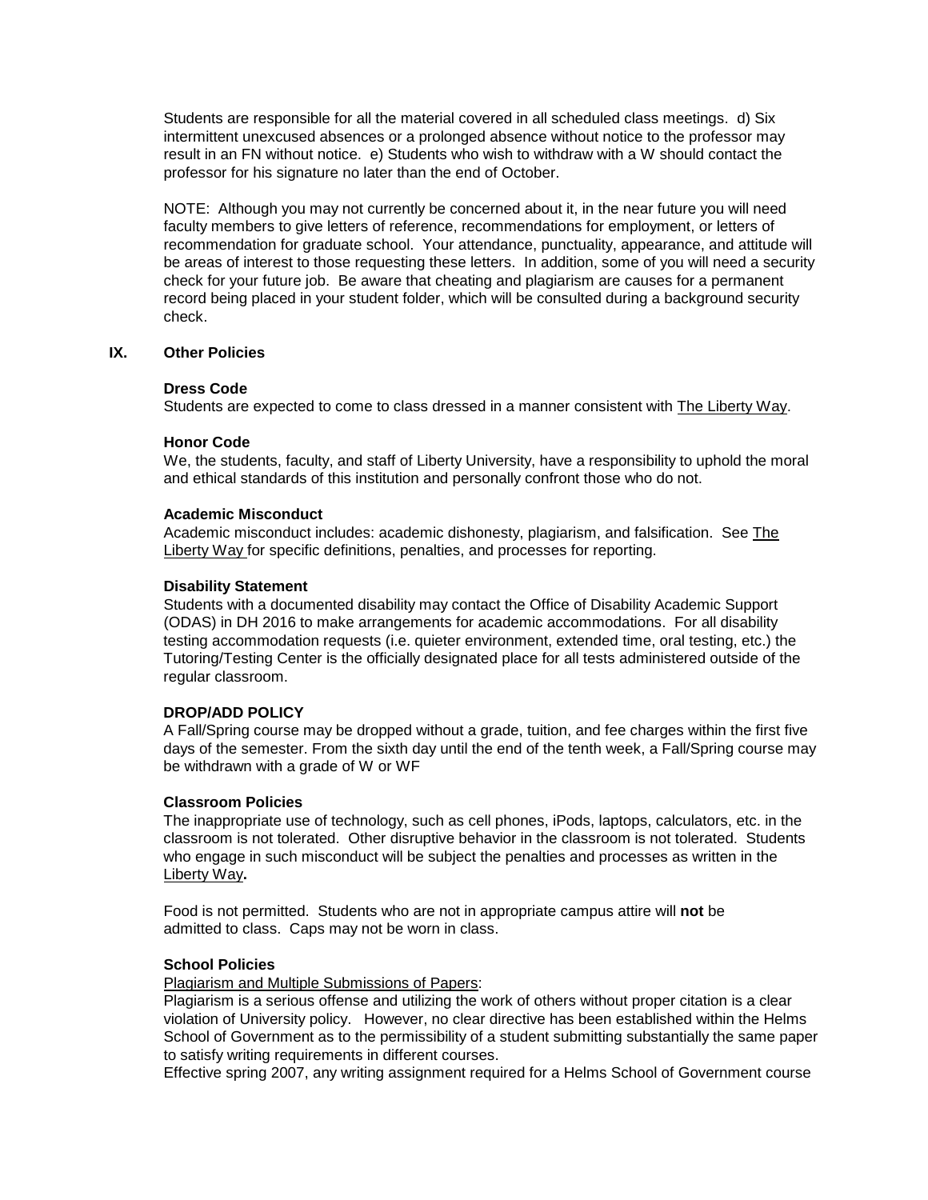Students are responsible for all the material covered in all scheduled class meetings. d) Six intermittent unexcused absences or a prolonged absence without notice to the professor may result in an FN without notice. e) Students who wish to withdraw with a W should contact the professor for his signature no later than the end of October.

NOTE: Although you may not currently be concerned about it, in the near future you will need faculty members to give letters of reference, recommendations for employment, or letters of recommendation for graduate school. Your attendance, punctuality, appearance, and attitude will be areas of interest to those requesting these letters. In addition, some of you will need a security check for your future job. Be aware that cheating and plagiarism are causes for a permanent record being placed in your student folder, which will be consulted during a background security check.

## IX. Other Policies

**Dress Code**

Students are expected to come to class dressed in a manner consistent with The Liberty Way.

**Honor Code**

We, the students, faculty, and staff of Liberty University, have a responsibility to uphold the moral and ethical standards of this institution and personally confront those who do not.

**Academic Misconduct**

Academic misconduct includes: academic dishonesty, plagiarism, and falsification. See The Liberty Way for specific definitions, penalties, and processes for reporting.

**Disability Statement**

Students with a documented disability may contact the Office of Disability Academic Support (ODAS) in DH 2016 to make arrangements for academic accommodations. For all disability testing accommodation requests (i.e. quieter environment, extended time, oral testing, etc.) the Tutoring/Testing Center is the officially designated place for all tests administered outside of the regular classroom.

**DROP/ADD POLICY**

A Fall/Spring course may be dropped without a grade, tuition, and fee charges within the first five days of the semester. From the sixth day until the end of the tenth week, a Fall/Spring course may be withdrawn with a grade of W or WF

**Classroom Policies**

The inappropriate use of technology, such as cell phones, iPods, laptops, calculators, etc. in the classroom is not tolerated. Other disruptive behavior in the classroom is not tolerated. Students who engage in such misconduct will be subject the penalties and processes as written in the Liberty Way**.**

Food is not permitted. Students who are not in appropriate campus attire will **not** be admitted to class. Caps may not be worn in class.

**School Policies**

Plagiarism and Multiple Submissions of Papers:

Plagiarism is a serious offense and utilizing the work of others without proper citation is a clear violation of University policy. However, no clear directive has been established within the Helms School of Government as to the permissibility of a student submitting substantially the same paper to satisfy writing requirements in different courses.

Effective spring 2007, any writing assignment required for a Helms School of Government course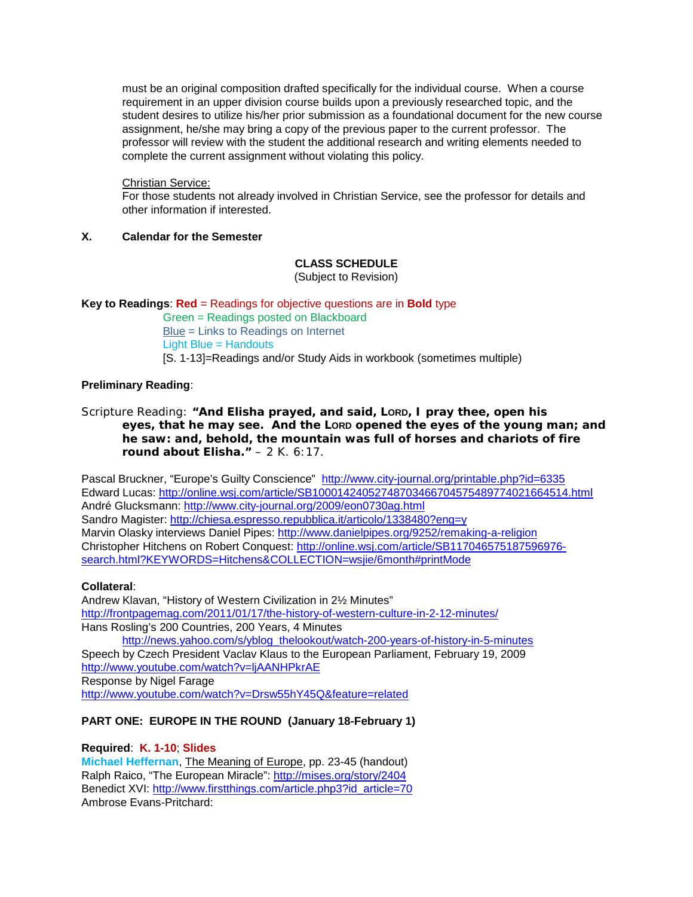must be an original composition drafted specifically for the individual course. When a course requirement in an upper division course builds upon a previously researched topic, and the student desires to utilize his/her prior submission as a foundational document for the new course assignment, he/she may bring a copy of the previous paper to the current professor. The professor will review with the student the additional research and writing elements needed to complete the current assignment without violating this policy.

Christian Service:
For those students not already involved in Christian Service, see the professor for details and other information if interested.

## X. Calendar for the Semester

**CLASS SCHEDULE**
(Subject to Revision)

**Key to Readings**: **Red** = Readings for objective questions are in **Bold** type
Green = Readings posted on Blackboard
Blue = Links to Readings on Internet
Light Blue = Handouts
[S. 1-13]=Readings and/or Study Aids in workbook (sometimes multiple)

**Preliminary Reading**:

Scripture Reading: **"And Elisha prayed, and said, LORD, I pray thee, open his eyes, that he may see. And the LORD opened the eyes of the young man; and he saw: and, behold, the mountain was full of horses and chariots of fire round about Elisha."** – 2 K. 6:17.

Pascal Bruckner, "Europe's Guilty Conscience" http://www.city-journal.org/printable.php?id=6335
Edward Lucas: http://online.wsj.com/article/SB10001424052748703466704575489774021664514.html
André Glucksmann: http://www.city-journal.org/2009/eon0730ag.html
Sandro Magister: http://chiesa.espresso.repubblica.it/articolo/1338480?eng=y
Marvin Olasky interviews Daniel Pipes: http://www.danielpipes.org/9252/remaking-a-religion
Christopher Hitchens on Robert Conquest: http://online.wsj.com/article/SB117046575187596976-search.html?KEYWORDS=Hitchens&COLLECTION=wsjie/6month#printMode

**Collateral**:
Andrew Klavan, "History of Western Civilization in 2½ Minutes"
http://frontpagemag.com/2011/01/17/the-history-of-western-culture-in-2-12-minutes/
Hans Rosling's 200 Countries, 200 Years, 4 Minutes
http://news.yahoo.com/s/yblog_thelookout/watch-200-years-of-history-in-5-minutes
Speech by Czech President Vaclav Klaus to the European Parliament, February 19, 2009
http://www.youtube.com/watch?v=ljAANHPkrAE
Response by Nigel Farage
http://www.youtube.com/watch?v=Drsw55hY45Q&feature=related

**PART ONE: EUROPE IN THE ROUND (January 18-February 1)**

**Required**: **K. 1-10**; **Slides**
**Michael Heffernan**, The Meaning of Europe, pp. 23-45 (handout)
Ralph Raico, "The European Miracle": http://mises.org/story/2404
Benedict XVI: http://www.firstthings.com/article.php3?id_article=70
Ambrose Evans-Pritchard: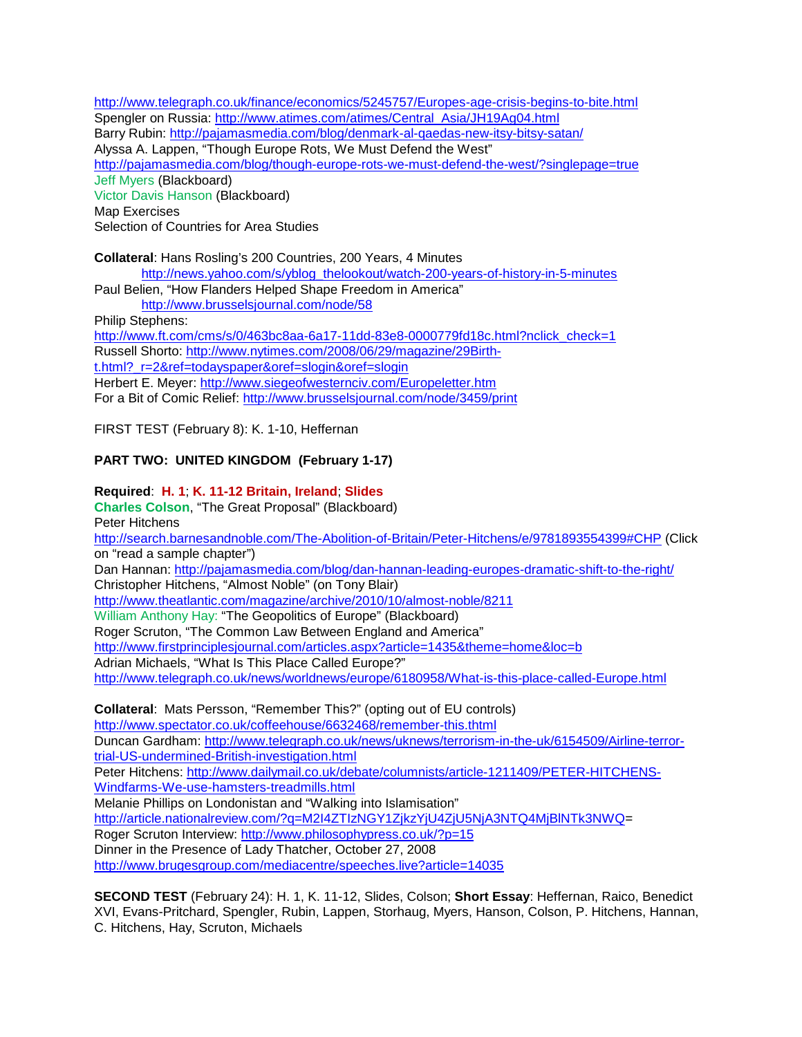http://www.telegraph.co.uk/finance/economics/5245757/Europes-age-crisis-begins-to-bite.html
Spengler on Russia: http://www.atimes.com/atimes/Central_Asia/JH19Ag04.html
Barry Rubin: http://pajamasmedia.com/blog/denmark-al-qaedas-new-itsy-bitsy-satan/
Alyssa A. Lappen, "Though Europe Rots, We Must Defend the West"
http://pajamasmedia.com/blog/though-europe-rots-we-must-defend-the-west/?singlepage=true
Jeff Myers (Blackboard)
Victor Davis Hanson (Blackboard)
Map Exercises
Selection of Countries for Area Studies

**Collateral**: Hans Rosling's 200 Countries, 200 Years, 4 Minutes
http://news.yahoo.com/s/yblog_thelookout/watch-200-years-of-history-in-5-minutes
Paul Belien, "How Flanders Helped Shape Freedom in America"
http://www.brusselsjournal.com/node/58
Philip Stephens:
http://www.ft.com/cms/s/0/463bc8aa-6a17-11dd-83e8-0000779fd18c.html?nclick_check=1
Russell Shorto: http://www.nytimes.com/2008/06/29/magazine/29Birth-t.html?_r=2&ref=todayspaper&oref=slogin&oref=slogin
Herbert E. Meyer: http://www.siegeofwesternciv.com/Europeletter.htm
For a Bit of Comic Relief: http://www.brusselsjournal.com/node/3459/print

FIRST TEST (February 8): K. 1-10, Heffernan

**PART TWO: UNITED KINGDOM (February 1-17)**

**Required**: **H. 1**; **K. 11-12 Britain, Ireland**; **Slides**
**Charles Colson**, "The Great Proposal" (Blackboard)
Peter Hitchens
http://search.barnesandnoble.com/The-Abolition-of-Britain/Peter-Hitchens/e/9781893554399#CHP (Click on "read a sample chapter")
Dan Hannan: http://pajamasmedia.com/blog/dan-hannan-leading-europes-dramatic-shift-to-the-right/
Christopher Hitchens, "Almost Noble" (on Tony Blair)
http://www.theatlantic.com/magazine/archive/2010/10/almost-noble/8211
William Anthony Hay: "The Geopolitics of Europe" (Blackboard)
Roger Scruton, "The Common Law Between England and America"
http://www.firstprinciplesjournal.com/articles.aspx?article=1435&theme=home&loc=b
Adrian Michaels, "What Is This Place Called Europe?"
http://www.telegraph.co.uk/news/worldnews/europe/6180958/What-is-this-place-called-Europe.html

**Collateral**: Mats Persson, "Remember This?" (opting out of EU controls)
http://www.spectator.co.uk/coffeehouse/6632468/remember-this.thtml
Duncan Gardham: http://www.telegraph.co.uk/news/uknews/terrorism-in-the-uk/6154509/Airline-terror-trial-US-undermined-British-investigation.html
Peter Hitchens: http://www.dailymail.co.uk/debate/columnists/article-1211409/PETER-HITCHENS-Windfarms-We-use-hamsters-treadmills.html
Melanie Phillips on Londonistan and "Walking into Islamisation"
http://article.nationalreview.com/?q=M2I4ZTIzNGY1ZjkzYjU4ZjU5NjA3NTQ4MjBlNTk3NWQ=
Roger Scruton Interview: http://www.philosophypress.co.uk/?p=15
Dinner in the Presence of Lady Thatcher, October 27, 2008
http://www.brugesgroup.com/mediacentre/speeches.live?article=14035

**SECOND TEST** (February 24): H. 1, K. 11-12, Slides, Colson; **Short Essay**: Heffernan, Raico, Benedict XVI, Evans-Pritchard, Spengler, Rubin, Lappen, Storhaug, Myers, Hanson, Colson, P. Hitchens, Hannan, C. Hitchens, Hay, Scruton, Michaels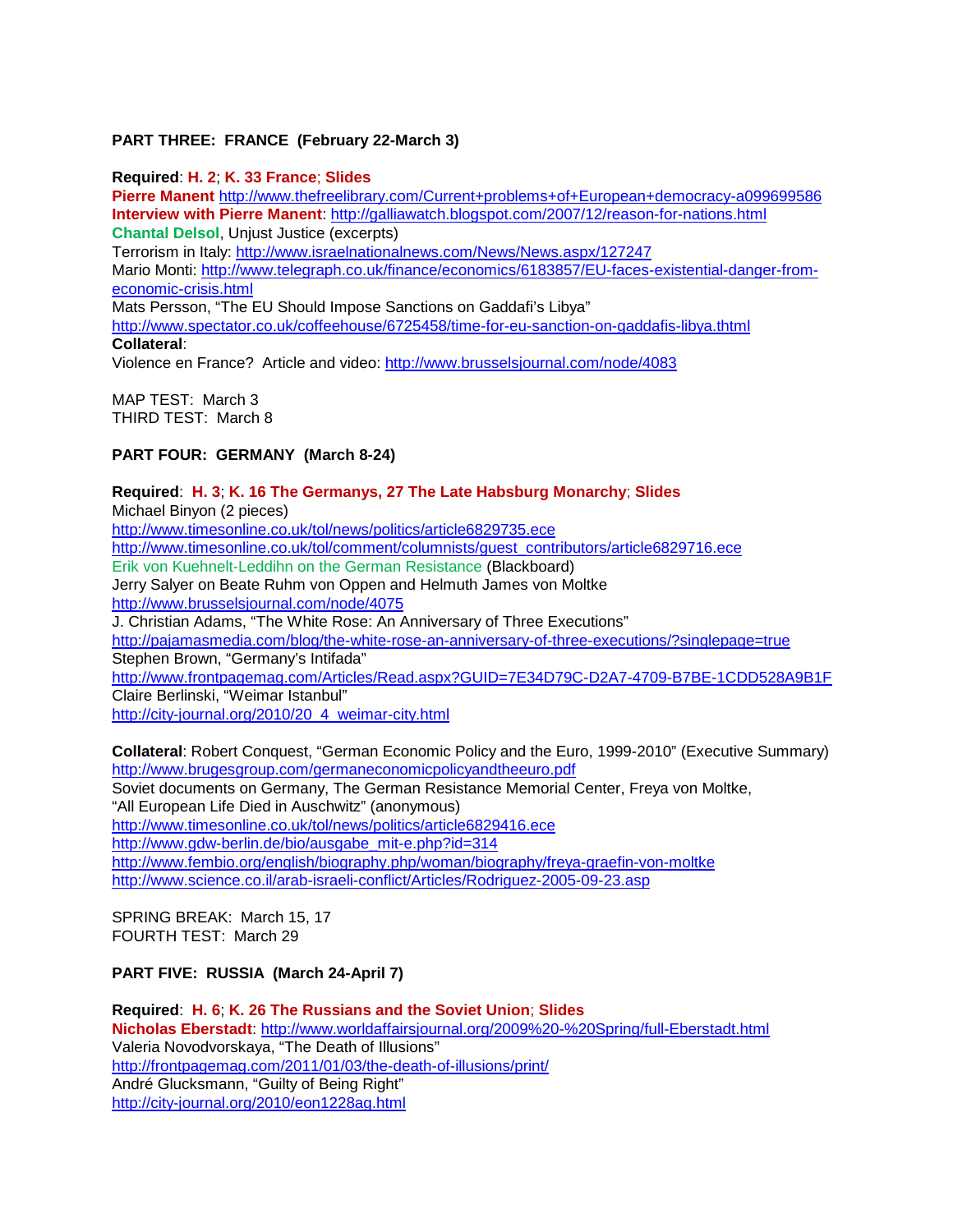**PART THREE: FRANCE (February 22-March 3)**

**Required**: **H. 2**; **K. 33 France**; **Slides**
**Pierre Manent** http://www.thefreelibrary.com/Current+problems+of+European+democracy-a099699586
**Interview with Pierre Manent**: http://galliawatch.blogspot.com/2007/12/reason-for-nations.html
**Chantal Delsol**, Unjust Justice (excerpts)
Terrorism in Italy: http://www.israelnationalnews.com/News/News.aspx/127247
Mario Monti: http://www.telegraph.co.uk/finance/economics/6183857/EU-faces-existential-danger-from-economic-crisis.html
Mats Persson, "The EU Should Impose Sanctions on Gaddafi's Libya"
http://www.spectator.co.uk/coffeehouse/6725458/time-for-eu-sanction-on-gaddafis-libya.thtml
**Collateral**:
Violence en France? Article and video: http://www.brusselsjournal.com/node/4083

MAP TEST: March 3
THIRD TEST: March 8

**PART FOUR: GERMANY (March 8-24)**

**Required**: **H. 3**; **K. 16 The Germanys, 27 The Late Habsburg Monarchy**; **Slides**
Michael Binyon (2 pieces)
http://www.timesonline.co.uk/tol/news/politics/article6829735.ece
http://www.timesonline.co.uk/tol/comment/columnists/guest_contributors/article6829716.ece
Erik von Kuehnelt-Leddihn on the German Resistance (Blackboard)
Jerry Salyer on Beate Ruhm von Oppen and Helmuth James von Moltke
http://www.brusselsjournal.com/node/4075
J. Christian Adams, "The White Rose: An Anniversary of Three Executions"
http://pajamasmedia.com/blog/the-white-rose-an-anniversary-of-three-executions/?singlepage=true
Stephen Brown, "Germany's Intifada"
http://www.frontpagemag.com/Articles/Read.aspx?GUID=7E34D79C-D2A7-4709-B7BE-1CDD528A9B1F
Claire Berlinski, "Weimar Istanbul"
http://city-journal.org/2010/20_4_weimar-city.html

**Collateral**: Robert Conquest, "German Economic Policy and the Euro, 1999-2010" (Executive Summary)
http://www.brugesgroup.com/germaneconomicpolicyandtheeuro.pdf
Soviet documents on Germany, The German Resistance Memorial Center, Freya von Moltke,
"All European Life Died in Auschwitz" (anonymous)
http://www.timesonline.co.uk/tol/news/politics/article6829416.ece
http://www.gdw-berlin.de/bio/ausgabe_mit-e.php?id=314
http://www.fembio.org/english/biography.php/woman/biography/freya-graefin-von-moltke
http://www.science.co.il/arab-israeli-conflict/Articles/Rodriguez-2005-09-23.asp

SPRING BREAK: March 15, 17
FOURTH TEST: March 29

**PART FIVE: RUSSIA (March 24-April 7)**

**Required**: **H. 6**; **K. 26 The Russians and the Soviet Union**; **Slides**
**Nicholas Eberstadt**: http://www.worldaffairsjournal.org/2009%20-%20Spring/full-Eberstadt.html
Valeria Novodvorskaya, "The Death of Illusions"
http://frontpagemag.com/2011/01/03/the-death-of-illusions/print/
André Glucksmann, "Guilty of Being Right"
http://city-journal.org/2010/eon1228ag.html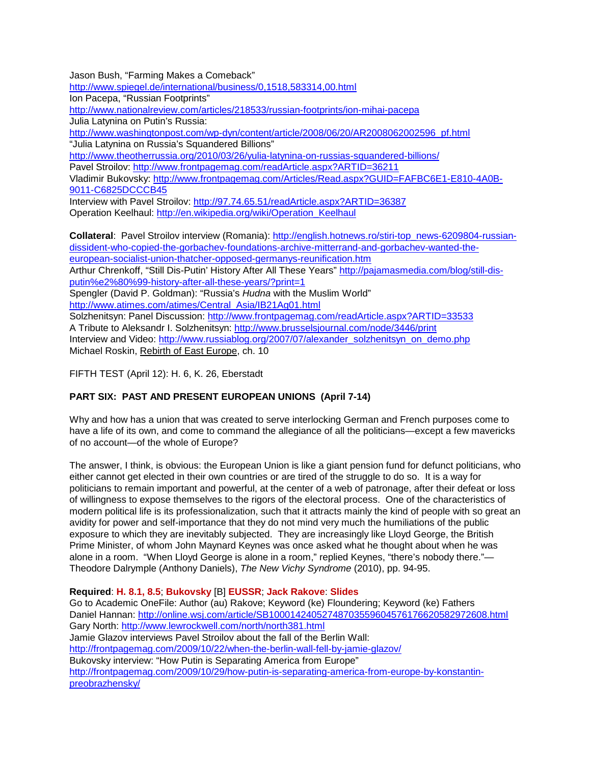Jason Bush, “Farming Makes a Comeback”
http://www.spiegel.de/international/business/0,1518,583314,00.html
Ion Pacepa, “Russian Footprints”
http://www.nationalreview.com/articles/218533/russian-footprints/ion-mihai-pacepa
Julia Latynina on Putin’s Russia:
http://www.washingtonpost.com/wp-dyn/content/article/2008/06/20/AR2008062002596_pf.html
“Julia Latynina on Russia’s Squandered Billions”
http://www.theotherrussia.org/2010/03/26/yulia-latynina-on-russias-squandered-billions/
Pavel Stroilov: http://www.frontpagemag.com/readArticle.aspx?ARTID=36211
Vladimir Bukovsky: http://www.frontpagemag.com/Articles/Read.aspx?GUID=FAFBC6E1-E810-4A0B-9011-C6825DCCCB45
Interview with Pavel Stroilov: http://97.74.65.51/readArticle.aspx?ARTID=36387
Operation Keelhaul: http://en.wikipedia.org/wiki/Operation_Keelhaul

**Collateral**: Pavel Stroilov interview (Romania): http://english.hotnews.ro/stiri-top_news-6209804-russian-dissident-who-copied-the-gorbachev-foundations-archive-mitterrand-and-gorbachev-wanted-the-european-socialist-union-thatcher-opposed-germanys-reunification.htm
Arthur Chrenkoff, “Still Dis-Putin’ History After All These Years” http://pajamasmedia.com/blog/still-dis-putin%e2%80%99-history-after-all-these-years/?print=1
Spengler (David P. Goldman): “Russia’s *Hudna* with the Muslim World”
http://www.atimes.com/atimes/Central_Asia/IB21Ag01.html
Solzhenitsyn: Panel Discussion: http://www.frontpagemag.com/readArticle.aspx?ARTID=33533
A Tribute to Aleksandr I. Solzhenitsyn: http://www.brusselsjournal.com/node/3446/print
Interview and Video: http://www.russiablog.org/2007/07/alexander_solzhenitsyn_on_demo.php
Michael Roskin, Rebirth of East Europe, ch. 10

FIFTH TEST (April 12): H. 6, K. 26, Eberstadt

## PART SIX: PAST AND PRESENT EUROPEAN UNIONS (April 7-14)

Why and how has a union that was created to serve interlocking German and French purposes come to have a life of its own, and come to command the allegiance of all the politicians—except a few mavericks of no account—of the whole of Europe?

The answer, I think, is obvious: the European Union is like a giant pension fund for defunct politicians, who either cannot get elected in their own countries or are tired of the struggle to do so. It is a way for politicians to remain important and powerful, at the center of a web of patronage, after their defeat or loss of willingness to expose themselves to the rigors of the electoral process. One of the characteristics of modern political life is its professionalization, such that it attracts mainly the kind of people with so great an avidity for power and self-importance that they do not mind very much the humiliations of the public exposure to which they are inevitably subjected. They are increasingly like Lloyd George, the British Prime Minister, of whom John Maynard Keynes was once asked what he thought about when he was alone in a room. “When Lloyd George is alone in a room,” replied Keynes, “there’s nobody there.”—Theodore Dalrymple (Anthony Daniels), *The New Vichy Syndrome* (2010), pp. 94-95.

**Required**: **H. 8.1, 8.5**; **Bukovsky** [B] **EUSSR**; **Jack Rakove**: **Slides**
Go to Academic OneFile: Author (au) Rakove; Keyword (ke) Floundering; Keyword (ke) Fathers
Daniel Hannan: http://online.wsj.com/article/SB10001424052748703559604576176620582972008.html
Gary North: http://www.lewrockwell.com/north/north381.html
Jamie Glazov interviews Pavel Stroilov about the fall of the Berlin Wall:
http://frontpagemag.com/2009/10/22/when-the-berlin-wall-fell-by-jamie-glazov/
Bukovsky interview: “How Putin is Separating America from Europe”
http://frontpagemag.com/2009/10/29/how-putin-is-separating-america-from-europe-by-konstantin-preobrazhensky/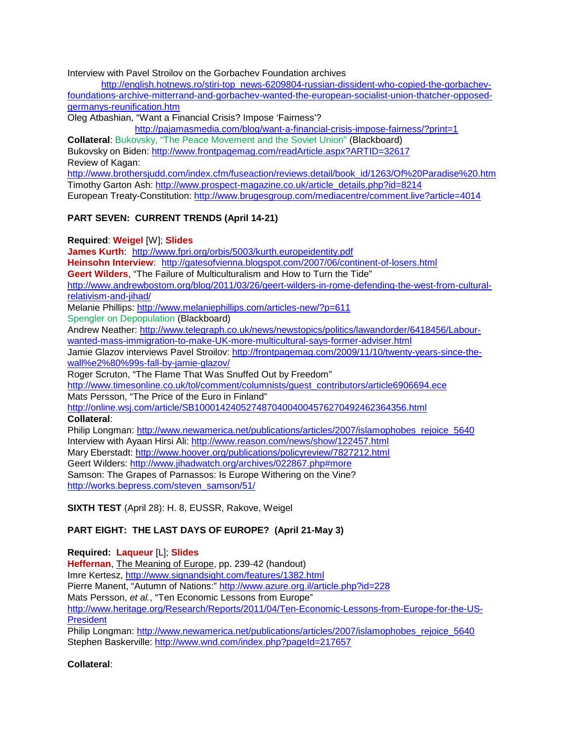Interview with Pavel Stroilov on the Gorbachev Foundation archives
http://english.hotnews.ro/stiri-top_news-6209804-russian-dissident-who-copied-the-gorbachev-foundations-archive-mitterrand-and-gorbachev-wanted-the-european-socialist-union-thatcher-opposed-germanys-reunification.htm

Oleg Atbashian, "Want a Financial Crisis? Impose 'Fairness'?
http://pajamasmedia.com/blog/want-a-financial-crisis-impose-fairness/?print=1

**Collateral**: Bukovsky, "The Peace Movement and the Soviet Union" (Blackboard)

Bukovsky on Biden: http://www.frontpagemag.com/readArticle.aspx?ARTID=32617

Review of Kagan:
http://www.brothersjudd.com/index.cfm/fuseaction/reviews.detail/book_id/1263/Of%20Paradise%20.htm

Timothy Garton Ash: http://www.prospect-magazine.co.uk/article_details.php?id=8214

European Treaty-Constitution: http://www.brugesgroup.com/mediacentre/comment.live?article=4014

**PART SEVEN: CURRENT TRENDS (April 14-21)**

**Required**: **Weigel** [W]; **Slides**

**James Kurth**: http://www.fpri.org/orbis/5003/kurth.europeidentity.pdf

**Heinsohn Interview**: http://gatesofvienna.blogspot.com/2007/06/continent-of-losers.html

**Geert Wilders**, "The Failure of Multiculturalism and How to Turn the Tide"
http://www.andrewbostom.org/blog/2011/03/26/geert-wilders-in-rome-defending-the-west-from-cultural-relativism-and-jihad/

Melanie Phillips: http://www.melaniephillips.com/articles-new/?p=611

Spengler on Depopulation (Blackboard)

Andrew Neather: http://www.telegraph.co.uk/news/newstopics/politics/lawandorder/6418456/Labour-wanted-mass-immigration-to-make-UK-more-multicultural-says-former-adviser.html

Jamie Glazov interviews Pavel Stroilov: http://frontpagemag.com/2009/11/10/twenty-years-since-the-wall%e2%80%99s-fall-by-jamie-glazov/

Roger Scruton, "The Flame That Was Snuffed Out by Freedom"
http://www.timesonline.co.uk/tol/comment/columnists/guest_contributors/article6906694.ece

Mats Persson, "The Price of the Euro in Finland"
http://online.wsj.com/article/SB10001424052748704004004576270492462364356.html

**Collateral**:

Philip Longman: http://www.newamerica.net/publications/articles/2007/islamophobes_rejoice_5640

Interview with Ayaan Hirsi Ali: http://www.reason.com/news/show/122457.html

Mary Eberstadt: http://www.hoover.org/publications/policyreview/7827212.html

Geert Wilders: http://www.jihadwatch.org/archives/022867.php#more

Samson: The Grapes of Parnassos: Is Europe Withering on the Vine?
http://works.bepress.com/steven_samson/51/

**SIXTH TEST** (April 28): H. 8, EUSSR, Rakove, Weigel

**PART EIGHT: THE LAST DAYS OF EUROPE? (April 21-May 3)**

**Required: Laqueur** [L]; **Slides**

**Heffernan**, The Meaning of Europe, pp. 239-42 (handout)

Imre Kertesz, http://www.signandsight.com/features/1382.html

Pierre Manent, "Autumn of Nations:" http://www.azure.org.il/article.php?id=228

Mats Persson, *et al.*, "Ten Economic Lessons from Europe"
http://www.heritage.org/Research/Reports/2011/04/Ten-Economic-Lessons-from-Europe-for-the-US-President

Philip Longman: http://www.newamerica.net/publications/articles/2007/islamophobes_rejoice_5640

Stephen Baskerville: http://www.wnd.com/index.php?pageId=217657

**Collateral**: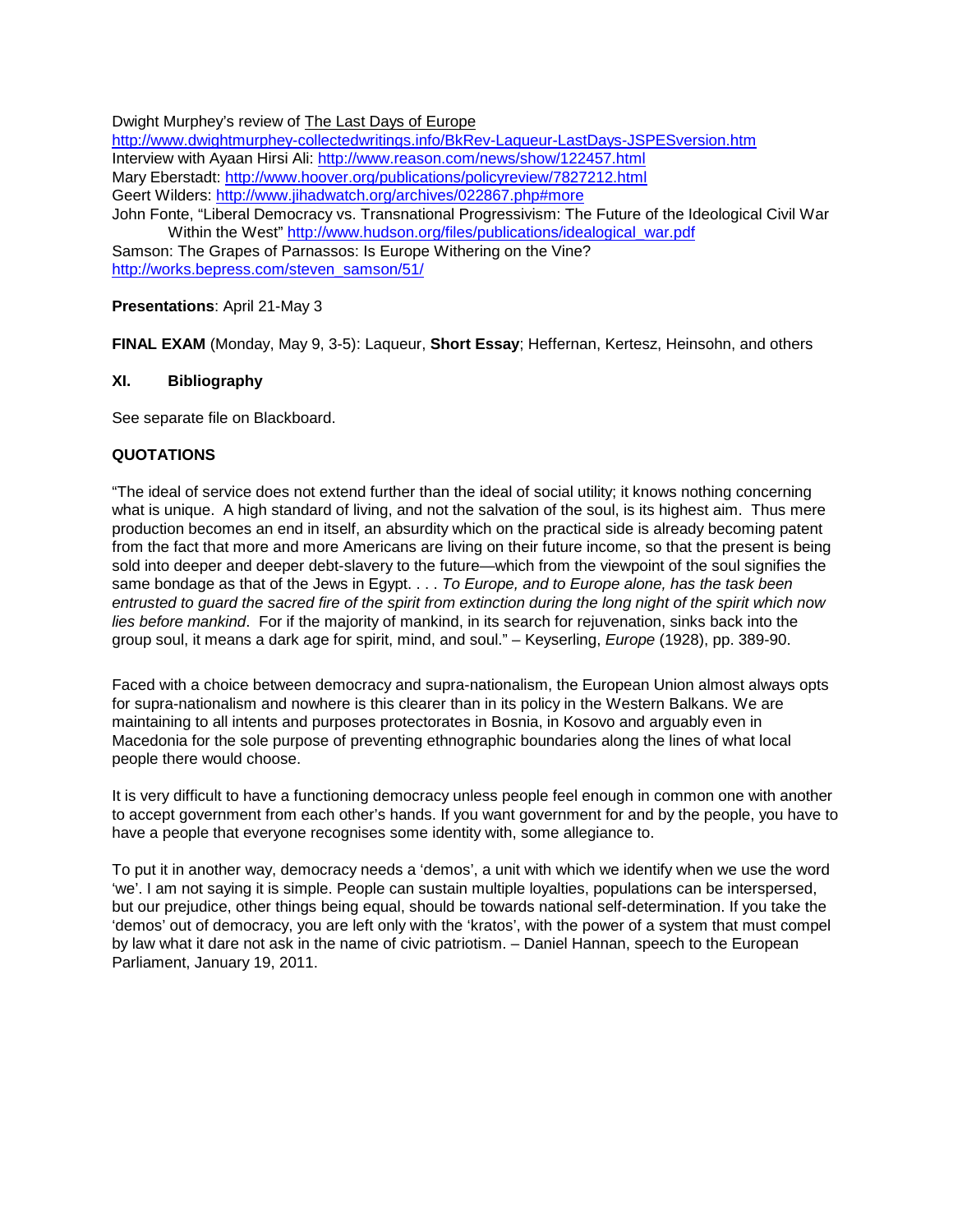Dwight Murphey's review of The Last Days of Europe
http://www.dwightmurphey-collectedwritings.info/BkRev-Laqueur-LastDays-JSPESversion.htm
Interview with Ayaan Hirsi Ali: http://www.reason.com/news/show/122457.html
Mary Eberstadt: http://www.hoover.org/publications/policyreview/7827212.html
Geert Wilders: http://www.jihadwatch.org/archives/022867.php#more
John Fonte, "Liberal Democracy vs. Transnational Progressivism: The Future of the Ideological Civil War Within the West" http://www.hudson.org/files/publications/idealogical_war.pdf
Samson: The Grapes of Parnassos: Is Europe Withering on the Vine?
http://works.bepress.com/steven_samson/51/

**Presentations**: April 21-May 3

**FINAL EXAM** (Monday, May 9, 3-5): Laqueur, **Short Essay**; Heffernan, Kertesz, Heinsohn, and others

## XI. Bibliography

See separate file on Blackboard.

## QUOTATIONS

"The ideal of service does not extend further than the ideal of social utility; it knows nothing concerning what is unique. A high standard of living, and not the salvation of the soul, is its highest aim. Thus mere production becomes an end in itself, an absurdity which on the practical side is already becoming patent from the fact that more and more Americans are living on their future income, so that the present is being sold into deeper and deeper debt-slavery to the future—which from the viewpoint of the soul signifies the same bondage as that of the Jews in Egypt. . . . *To Europe, and to Europe alone, has the task been entrusted to guard the sacred fire of the spirit from extinction during the long night of the spirit which now lies before mankind*. For if the majority of mankind, in its search for rejuvenation, sinks back into the group soul, it means a dark age for spirit, mind, and soul." – Keyserling, *Europe* (1928), pp. 389-90.

Faced with a choice between democracy and supra-nationalism, the European Union almost always opts for supra-nationalism and nowhere is this clearer than in its policy in the Western Balkans. We are maintaining to all intents and purposes protectorates in Bosnia, in Kosovo and arguably even in Macedonia for the sole purpose of preventing ethnographic boundaries along the lines of what local people there would choose.

It is very difficult to have a functioning democracy unless people feel enough in common one with another to accept government from each other's hands. If you want government for and by the people, you have to have a people that everyone recognises some identity with, some allegiance to.

To put it in another way, democracy needs a 'demos', a unit with which we identify when we use the word 'we'. I am not saying it is simple. People can sustain multiple loyalties, populations can be interspersed, but our prejudice, other things being equal, should be towards national self-determination. If you take the 'demos' out of democracy, you are left only with the 'kratos', with the power of a system that must compel by law what it dare not ask in the name of civic patriotism. – Daniel Hannan, speech to the European Parliament, January 19, 2011.